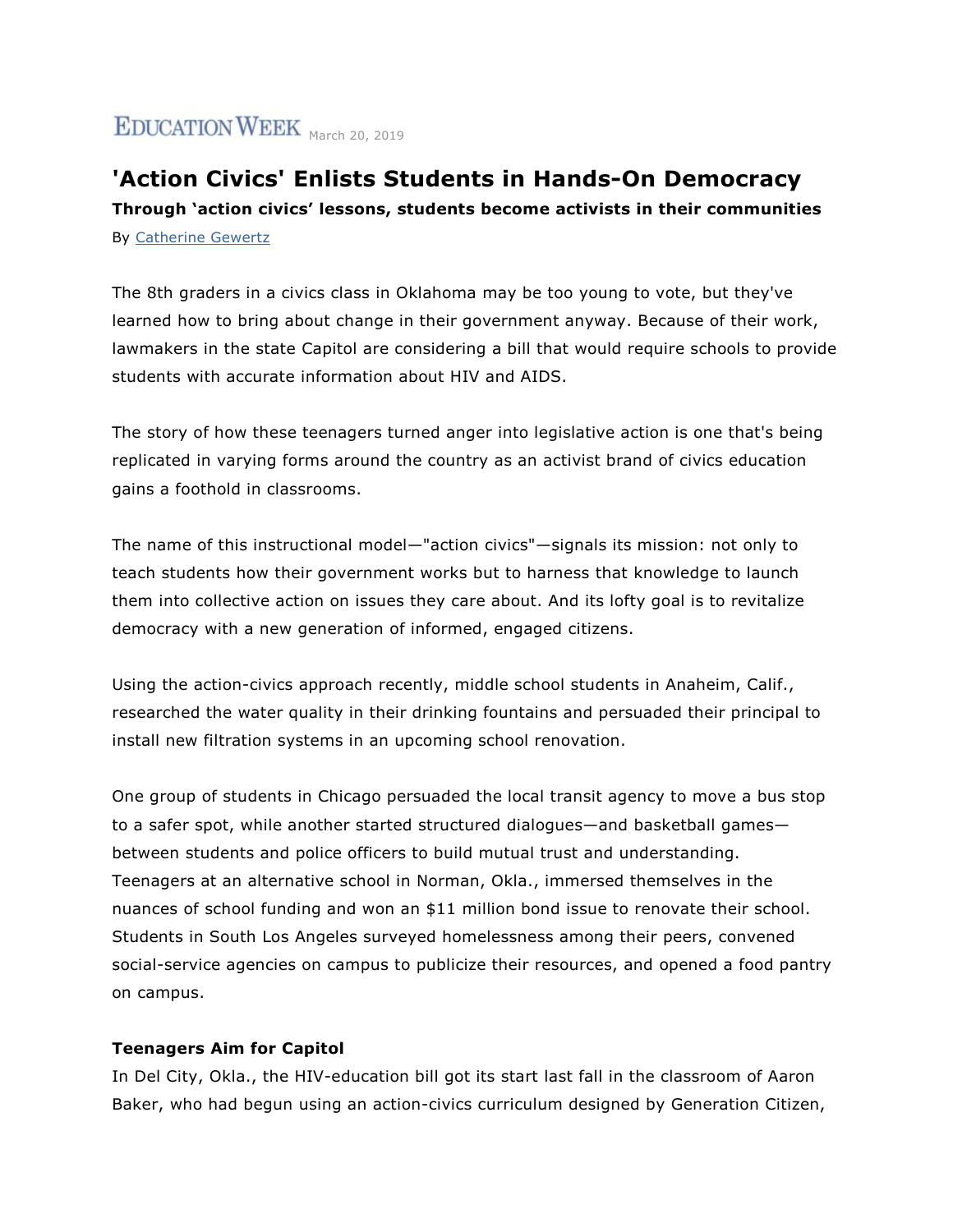EDUCATION WEEK March 20, 2019

# 'Action Civics' Enlists Students in Hands-On Democracy

**Through 'action civics' lessons, students become activists in their communities**

By Catherine Gewertz

The 8th graders in a civics class in Oklahoma may be too young to vote, but they've learned how to bring about change in their government anyway. Because of their work, lawmakers in the state Capitol are considering a bill that would require schools to provide students with accurate information about HIV and AIDS.

The story of how these teenagers turned anger into legislative action is one that's being replicated in varying forms around the country as an activist brand of civics education gains a foothold in classrooms.

The name of this instructional model—"action civics"—signals its mission: not only to teach students how their government works but to harness that knowledge to launch them into collective action on issues they care about. And its lofty goal is to revitalize democracy with a new generation of informed, engaged citizens.

Using the action-civics approach recently, middle school students in Anaheim, Calif., researched the water quality in their drinking fountains and persuaded their principal to install new filtration systems in an upcoming school renovation.

One group of students in Chicago persuaded the local transit agency to move a bus stop to a safer spot, while another started structured dialogues—and basketball games—between students and police officers to build mutual trust and understanding. Teenagers at an alternative school in Norman, Okla., immersed themselves in the nuances of school funding and won an $11 million bond issue to renovate their school. Students in South Los Angeles surveyed homelessness among their peers, convened social-service agencies on campus to publicize their resources, and opened a food pantry on campus.

### Teenagers Aim for Capitol

In Del City, Okla., the HIV-education bill got its start last fall in the classroom of Aaron Baker, who had begun using an action-civics curriculum designed by Generation Citizen,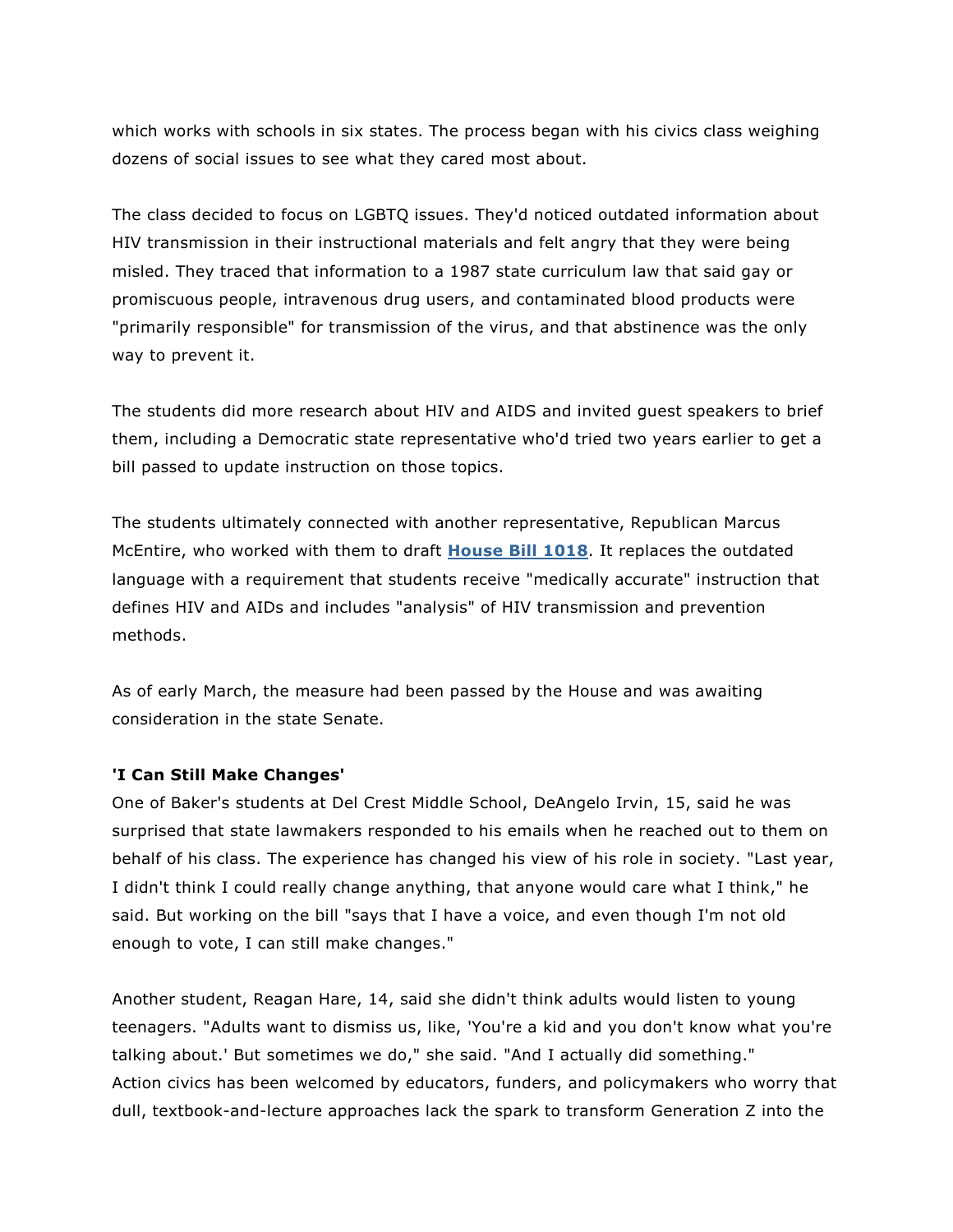which works with schools in six states. The process began with his civics class weighing dozens of social issues to see what they cared most about.

The class decided to focus on LGBTQ issues. They'd noticed outdated information about HIV transmission in their instructional materials and felt angry that they were being misled. They traced that information to a 1987 state curriculum law that said gay or promiscuous people, intravenous drug users, and contaminated blood products were "primarily responsible" for transmission of the virus, and that abstinence was the only way to prevent it.

The students did more research about HIV and AIDS and invited guest speakers to brief them, including a Democratic state representative who'd tried two years earlier to get a bill passed to update instruction on those topics.

The students ultimately connected with another representative, Republican Marcus McEntire, who worked with them to draft **House Bill 1018**. It replaces the outdated language with a requirement that students receive "medically accurate" instruction that defines HIV and AIDs and includes "analysis" of HIV transmission and prevention methods.

As of early March, the measure had been passed by the House and was awaiting consideration in the state Senate.

**'I Can Still Make Changes'**

One of Baker's students at Del Crest Middle School, DeAngelo Irvin, 15, said he was surprised that state lawmakers responded to his emails when he reached out to them on behalf of his class. The experience has changed his view of his role in society. "Last year, I didn't think I could really change anything, that anyone would care what I think," he said. But working on the bill "says that I have a voice, and even though I'm not old enough to vote, I can still make changes."

Another student, Reagan Hare, 14, said she didn't think adults would listen to young teenagers. "Adults want to dismiss us, like, 'You're a kid and you don't know what you're talking about.' But sometimes we do," she said. "And I actually did something."

Action civics has been welcomed by educators, funders, and policymakers who worry that dull, textbook-and-lecture approaches lack the spark to transform Generation Z into the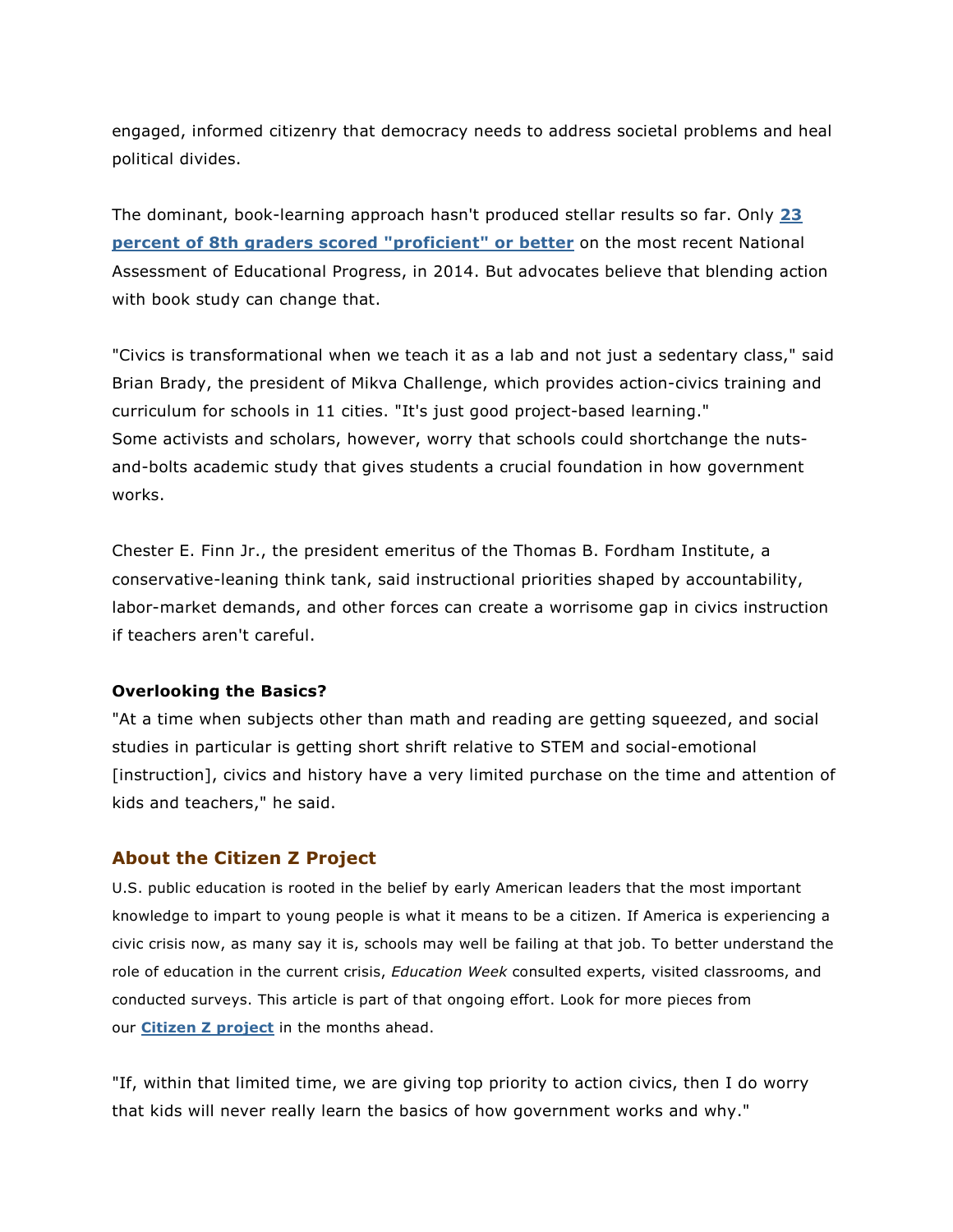engaged, informed citizenry that democracy needs to address societal problems and heal political divides.

The dominant, book-learning approach hasn't produced stellar results so far. Only **23 percent of 8th graders scored "proficient" or better** on the most recent National Assessment of Educational Progress, in 2014. But advocates believe that blending action with book study can change that.

"Civics is transformational when we teach it as a lab and not just a sedentary class," said Brian Brady, the president of Mikva Challenge, which provides action-civics training and curriculum for schools in 11 cities. "It's just good project-based learning."
Some activists and scholars, however, worry that schools could shortchange the nuts-and-bolts academic study that gives students a crucial foundation in how government works.

Chester E. Finn Jr., the president emeritus of the Thomas B. Fordham Institute, a conservative-leaning think tank, said instructional priorities shaped by accountability, labor-market demands, and other forces can create a worrisome gap in civics instruction if teachers aren't careful.

**Overlooking the Basics?**
"At a time when subjects other than math and reading are getting squeezed, and social studies in particular is getting short shrift relative to STEM and social-emotional [instruction], civics and history have a very limited purchase on the time and attention of kids and teachers," he said.

### About the Citizen Z Project

U.S. public education is rooted in the belief by early American leaders that the most important knowledge to impart to young people is what it means to be a citizen. If America is experiencing a civic crisis now, as many say it is, schools may well be failing at that job. To better understand the role of education in the current crisis, *Education Week* consulted experts, visited classrooms, and conducted surveys. This article is part of that ongoing effort. Look for more pieces from our **Citizen Z project** in the months ahead.

"If, within that limited time, we are giving top priority to action civics, then I do worry that kids will never really learn the basics of how government works and why."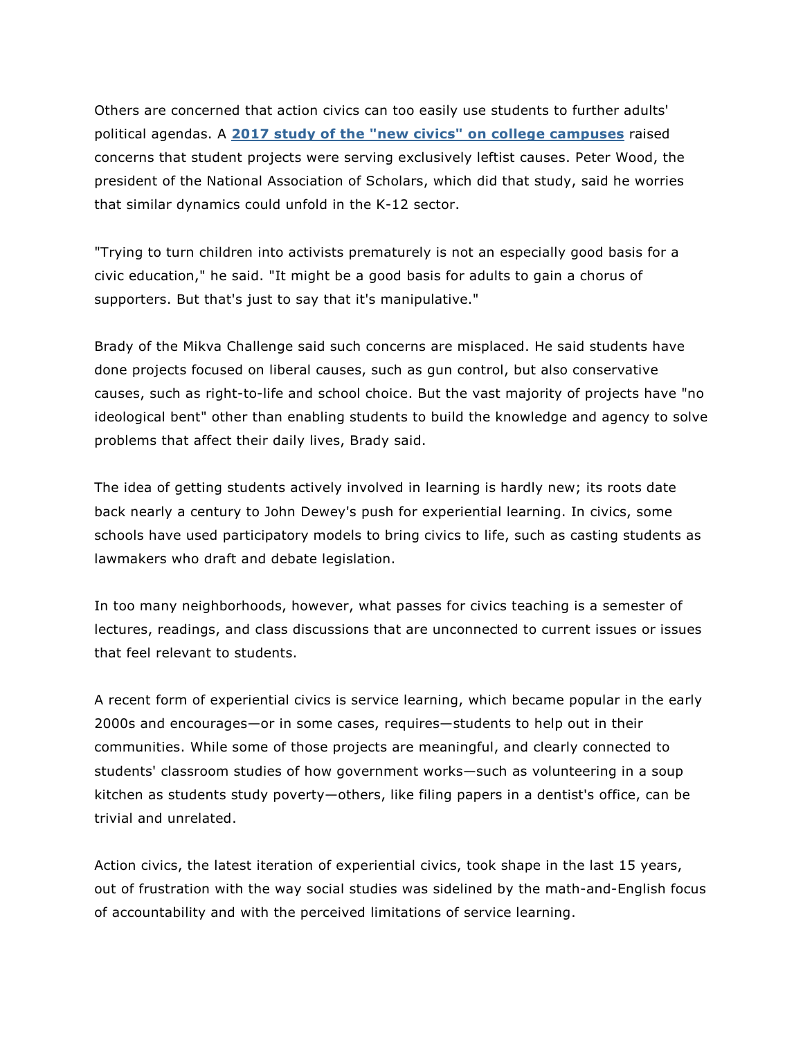Others are concerned that action civics can too easily use students to further adults' political agendas. A **2017 study of the "new civics" on college campuses** raised concerns that student projects were serving exclusively leftist causes. Peter Wood, the president of the National Association of Scholars, which did that study, said he worries that similar dynamics could unfold in the K-12 sector.

"Trying to turn children into activists prematurely is not an especially good basis for a civic education," he said. "It might be a good basis for adults to gain a chorus of supporters. But that's just to say that it's manipulative."

Brady of the Mikva Challenge said such concerns are misplaced. He said students have done projects focused on liberal causes, such as gun control, but also conservative causes, such as right-to-life and school choice. But the vast majority of projects have "no ideological bent" other than enabling students to build the knowledge and agency to solve problems that affect their daily lives, Brady said.

The idea of getting students actively involved in learning is hardly new; its roots date back nearly a century to John Dewey's push for experiential learning. In civics, some schools have used participatory models to bring civics to life, such as casting students as lawmakers who draft and debate legislation.

In too many neighborhoods, however, what passes for civics teaching is a semester of lectures, readings, and class discussions that are unconnected to current issues or issues that feel relevant to students.

A recent form of experiential civics is service learning, which became popular in the early 2000s and encourages—or in some cases, requires—students to help out in their communities. While some of those projects are meaningful, and clearly connected to students' classroom studies of how government works—such as volunteering in a soup kitchen as students study poverty—others, like filing papers in a dentist's office, can be trivial and unrelated.

Action civics, the latest iteration of experiential civics, took shape in the last 15 years, out of frustration with the way social studies was sidelined by the math-and-English focus of accountability and with the perceived limitations of service learning.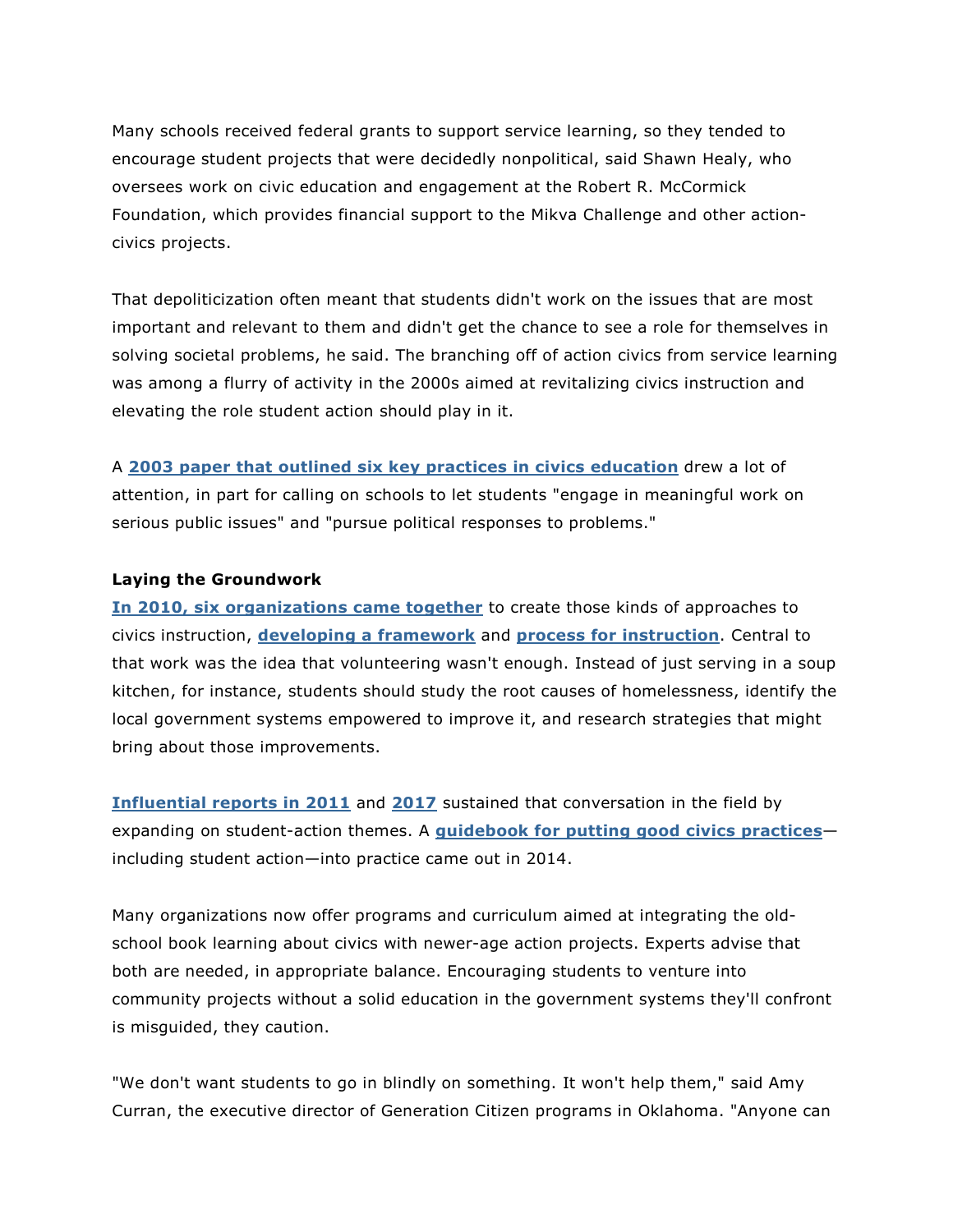Many schools received federal grants to support service learning, so they tended to encourage student projects that were decidedly nonpolitical, said Shawn Healy, who oversees work on civic education and engagement at the Robert R. McCormick Foundation, which provides financial support to the Mikva Challenge and other action-civics projects.

That depoliticization often meant that students didn't work on the issues that are most important and relevant to them and didn't get the chance to see a role for themselves in solving societal problems, he said. The branching off of action civics from service learning was among a flurry of activity in the 2000s aimed at revitalizing civics instruction and elevating the role student action should play in it.

A **2003 paper that outlined six key practices in civics education** drew a lot of attention, in part for calling on schools to let students "engage in meaningful work on serious public issues" and "pursue political responses to problems."

**Laying the Groundwork**

**In 2010, six organizations came together** to create those kinds of approaches to civics instruction, **developing a framework** and **process for instruction**. Central to that work was the idea that volunteering wasn't enough. Instead of just serving in a soup kitchen, for instance, students should study the root causes of homelessness, identify the local government systems empowered to improve it, and research strategies that might bring about those improvements.

**Influential reports in 2011** and **2017** sustained that conversation in the field by expanding on student-action themes. A **guidebook for putting good civics practices**—including student action—into practice came out in 2014.

Many organizations now offer programs and curriculum aimed at integrating the old-school book learning about civics with newer-age action projects. Experts advise that both are needed, in appropriate balance. Encouraging students to venture into community projects without a solid education in the government systems they'll confront is misguided, they caution.

"We don't want students to go in blindly on something. It won't help them," said Amy Curran, the executive director of Generation Citizen programs in Oklahoma. "Anyone can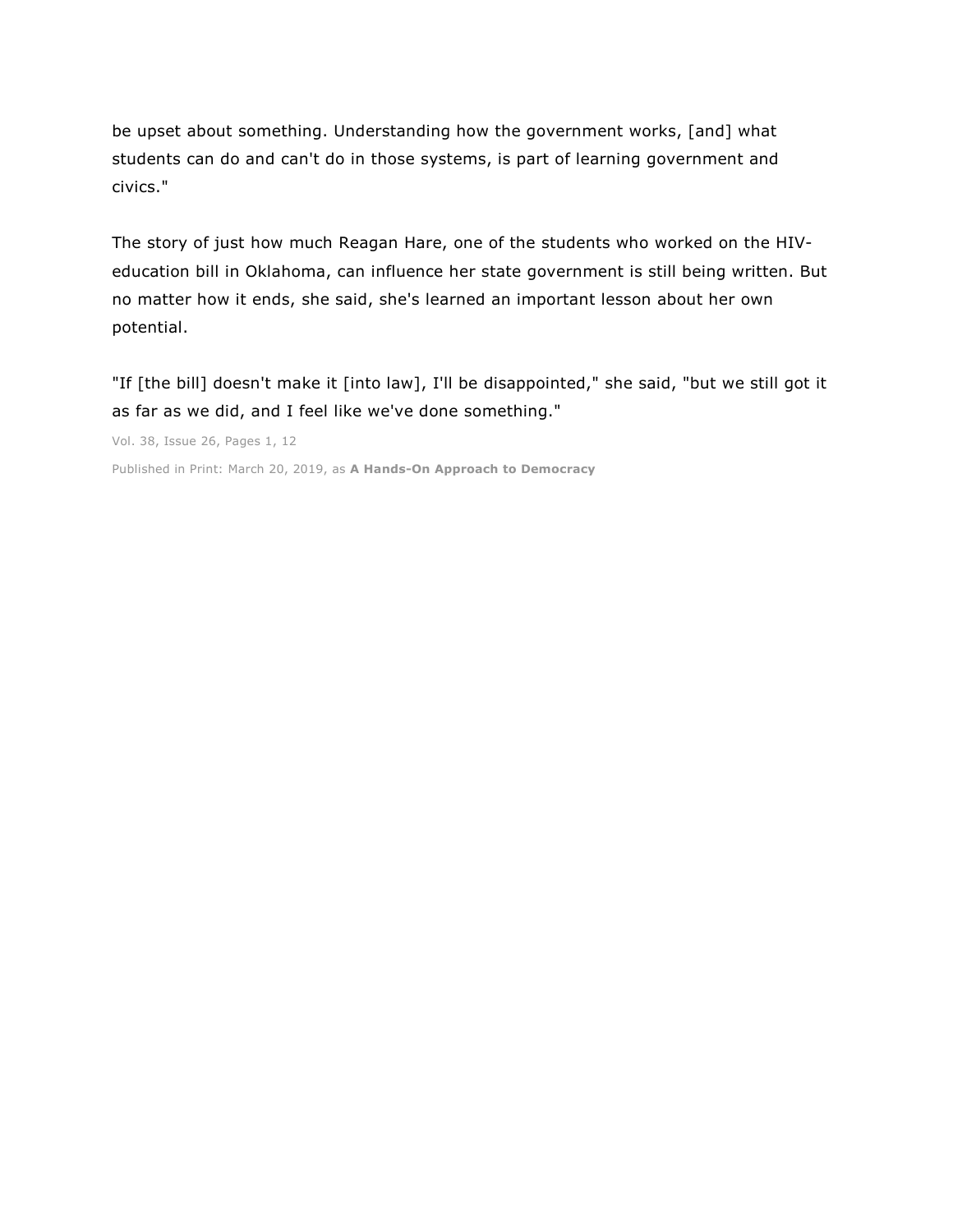be upset about something. Understanding how the government works, [and] what students can do and can't do in those systems, is part of learning government and civics."

The story of just how much Reagan Hare, one of the students who worked on the HIV-education bill in Oklahoma, can influence her state government is still being written. But no matter how it ends, she said, she's learned an important lesson about her own potential.

"If [the bill] doesn't make it [into law], I'll be disappointed," she said, "but we still got it as far as we did, and I feel like we've done something."

Vol. 38, Issue 26, Pages 1, 12

Published in Print: March 20, 2019, as **A Hands-On Approach to Democracy**